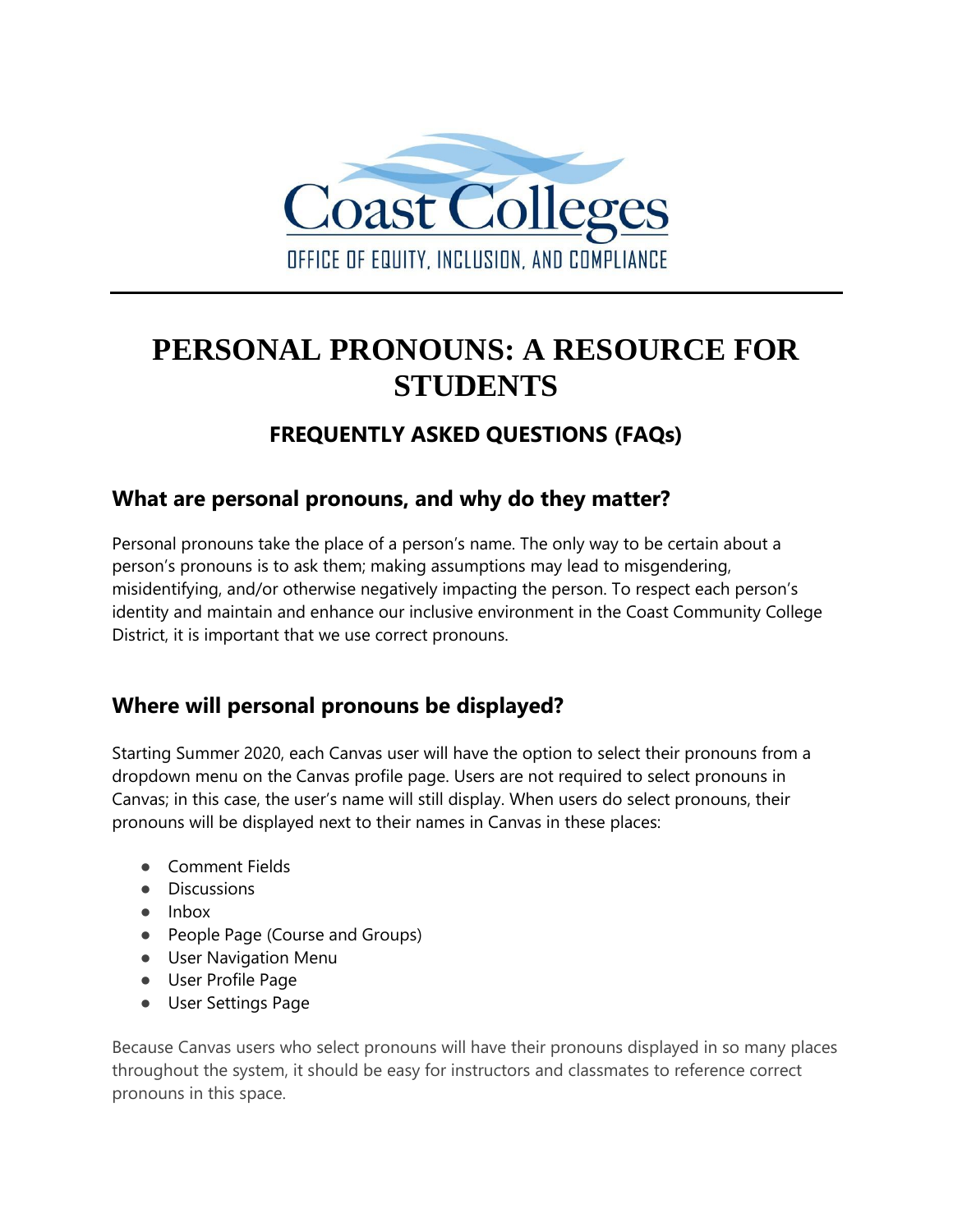Coast Colleges

OFFICE OF EQUITY, INCLUSION, AND COMPLIANCE

# PERSONAL PRONOUNS: A RESOURCE FOR STUDENTS

## FREQUENTLY ASKED QUESTIONS (FAQs)

### What are personal pronouns, and why do they matter?

Personal pronouns take the place of a person's name. The only way to be certain about a person's pronouns is to ask them; making assumptions may lead to misgendering, misidentifying, and/or otherwise negatively impacting the person. To respect each person's identity and maintain and enhance our inclusive environment in the Coast Community College District, it is important that we use correct pronouns.

### Where will personal pronouns be displayed?

Starting Summer 2020, each Canvas user will have the option to select their pronouns from a dropdown menu on the Canvas profile page. Users are not required to select pronouns in Canvas; in this case, the user's name will still display. When users do select pronouns, their pronouns will be displayed next to their names in Canvas in these places:

- Comment Fields
- Discussions
- Inbox
- People Page (Course and Groups)
- User Navigation Menu
- User Profile Page
- User Settings Page

Because Canvas users who select pronouns will have their pronouns displayed in so many places throughout the system, it should be easy for instructors and classmates to reference correct pronouns in this space.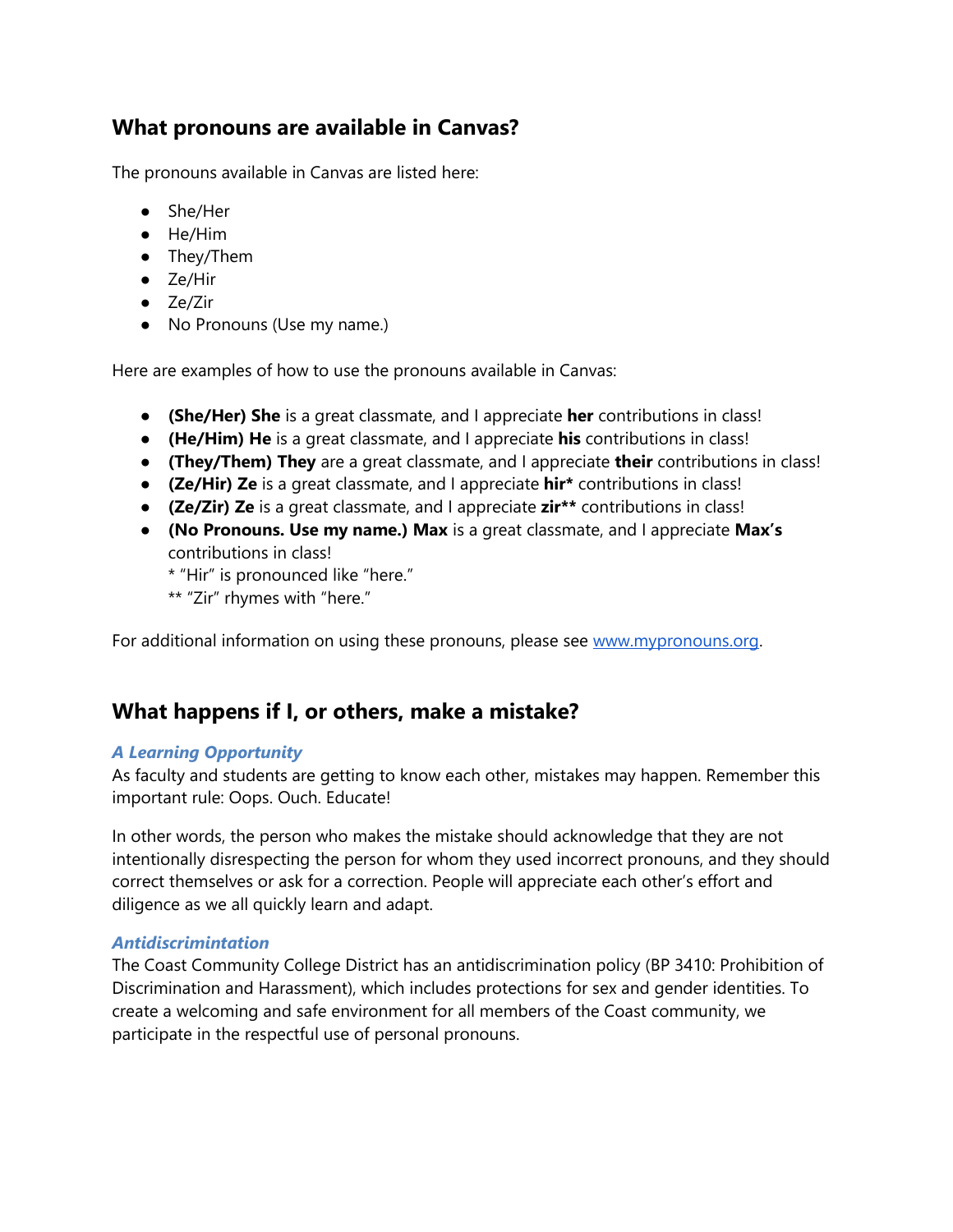## What pronouns are available in Canvas?

The pronouns available in Canvas are listed here:

- She/Her
- He/Him
- They/Them
- Ze/Hir
- Ze/Zir
- No Pronouns (Use my name.)

Here are examples of how to use the pronouns available in Canvas:

- **(She/Her) She** is a great classmate, and I appreciate **her** contributions in class!
- **(He/Him) He** is a great classmate, and I appreciate **his** contributions in class!
- **(They/Them) They** are a great classmate, and I appreciate **their** contributions in class!
- **(Ze/Hir) Ze** is a great classmate, and I appreciate **hir*** contributions in class!
- **(Ze/Zir) Ze** is a great classmate, and I appreciate **zir**** contributions in class!
- **(No Pronouns. Use my name.) Max** is a great classmate, and I appreciate **Max's** contributions in class!
  * "Hir" is pronounced like "here."
  ** "Zir" rhymes with "here."

For additional information on using these pronouns, please see [www.mypronouns.org](www.mypronouns.org).

## What happens if I, or others, make a mistake?

### *A Learning Opportunity*

As faculty and students are getting to know each other, mistakes may happen. Remember this important rule: Oops. Ouch. Educate!

In other words, the person who makes the mistake should acknowledge that they are not intentionally disrespecting the person for whom they used incorrect pronouns, and they should correct themselves or ask for a correction. People will appreciate each other's effort and diligence as we all quickly learn and adapt.

### *Antidiscrimintation*

The Coast Community College District has an antidiscrimination policy (BP 3410: Prohibition of Discrimination and Harassment), which includes protections for sex and gender identities. To create a welcoming and safe environment for all members of the Coast community, we participate in the respectful use of personal pronouns.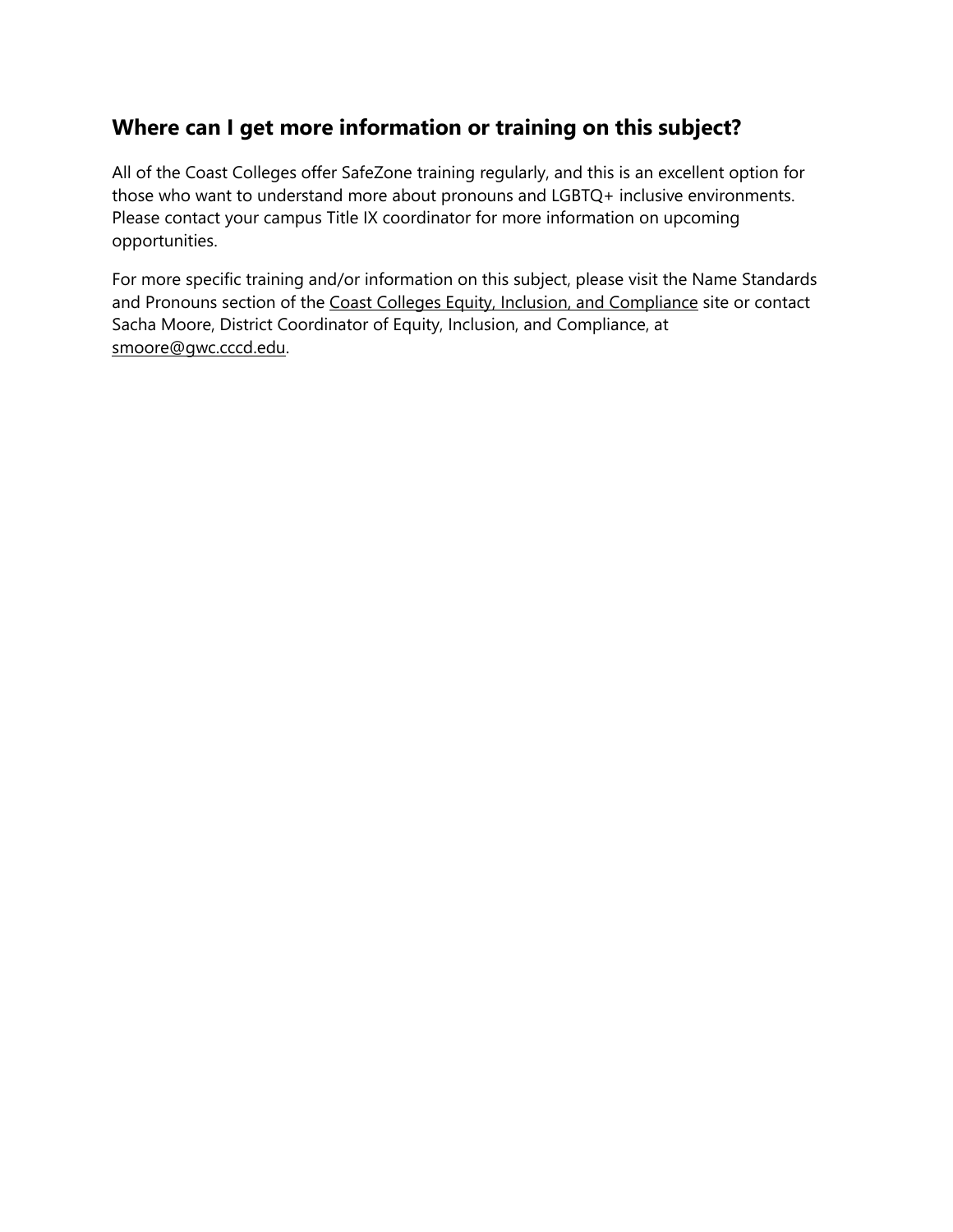## Where can I get more information or training on this subject?

All of the Coast Colleges offer SafeZone training regularly, and this is an excellent option for those who want to understand more about pronouns and LGBTQ+ inclusive environments. Please contact your campus Title IX coordinator for more information on upcoming opportunities.

For more specific training and/or information on this subject, please visit the Name Standards and Pronouns section of the Coast Colleges Equity, Inclusion, and Compliance site or contact Sacha Moore, District Coordinator of Equity, Inclusion, and Compliance, at smoore@gwc.cccd.edu.